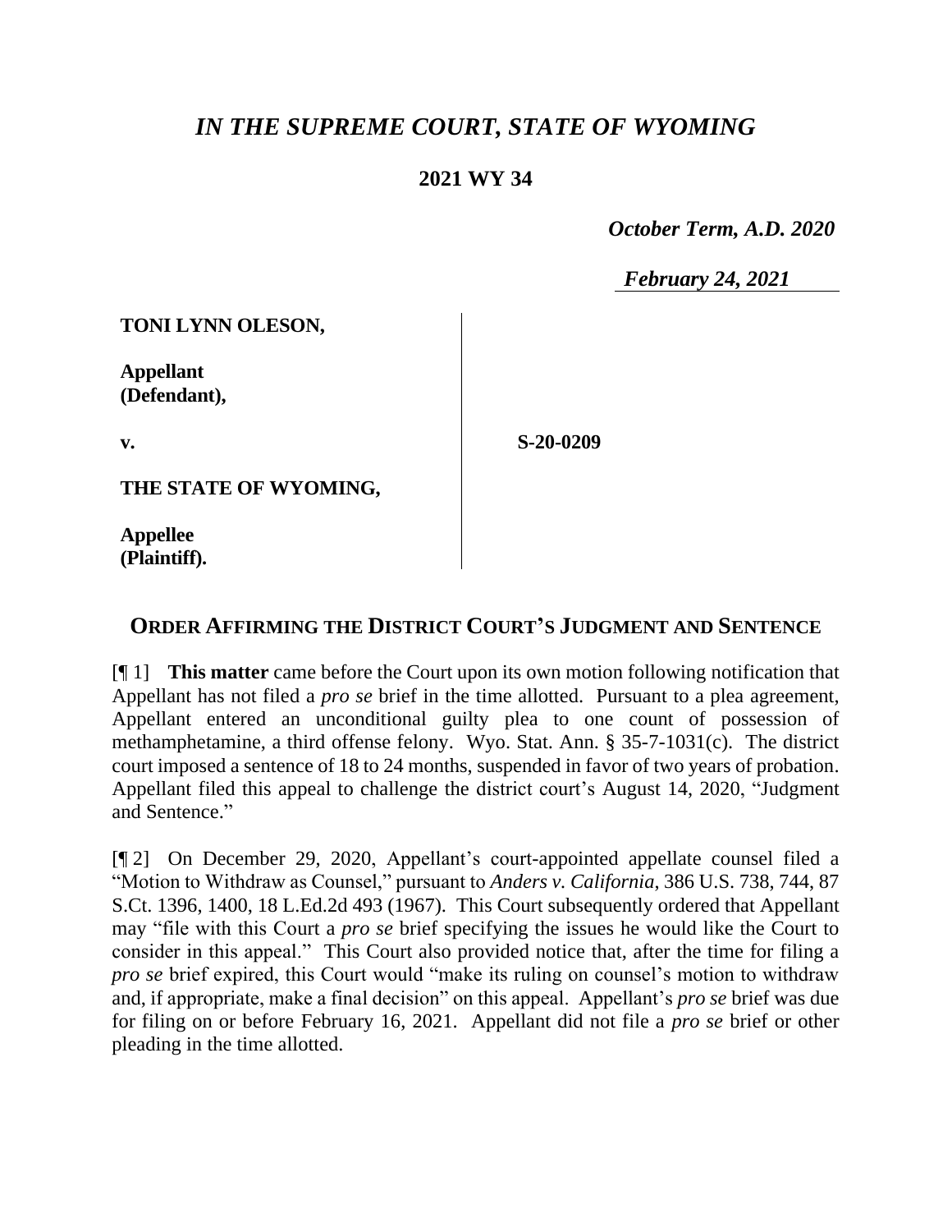# *IN THE SUPREME COURT, STATE OF WYOMING*

## 2021 WY 34

*October Term, A.D. 2020*

*February 24, 2021*

**TONI LYNN OLESON,**

**Appellant (Defendant),**

**v.**

**S-20-0209**

**THE STATE OF WYOMING,**

**Appellee (Plaintiff).**

## ORDER AFFIRMING THE DISTRICT COURT'S JUDGMENT AND SENTENCE

[¶ 1] **This matter** came before the Court upon its own motion following notification that Appellant has not filed a *pro se* brief in the time allotted. Pursuant to a plea agreement, Appellant entered an unconditional guilty plea to one count of possession of methamphetamine, a third offense felony. Wyo. Stat. Ann. § 35-7-1031(c). The district court imposed a sentence of 18 to 24 months, suspended in favor of two years of probation. Appellant filed this appeal to challenge the district court's August 14, 2020, "Judgment and Sentence."

[¶ 2] On December 29, 2020, Appellant's court-appointed appellate counsel filed a "Motion to Withdraw as Counsel," pursuant to *Anders v. California*, 386 U.S. 738, 744, 87 S.Ct. 1396, 1400, 18 L.Ed.2d 493 (1967). This Court subsequently ordered that Appellant may "file with this Court a *pro se* brief specifying the issues he would like the Court to consider in this appeal." This Court also provided notice that, after the time for filing a *pro se* brief expired, this Court would "make its ruling on counsel's motion to withdraw and, if appropriate, make a final decision" on this appeal. Appellant's *pro se* brief was due for filing on or before February 16, 2021. Appellant did not file a *pro se* brief or other pleading in the time allotted.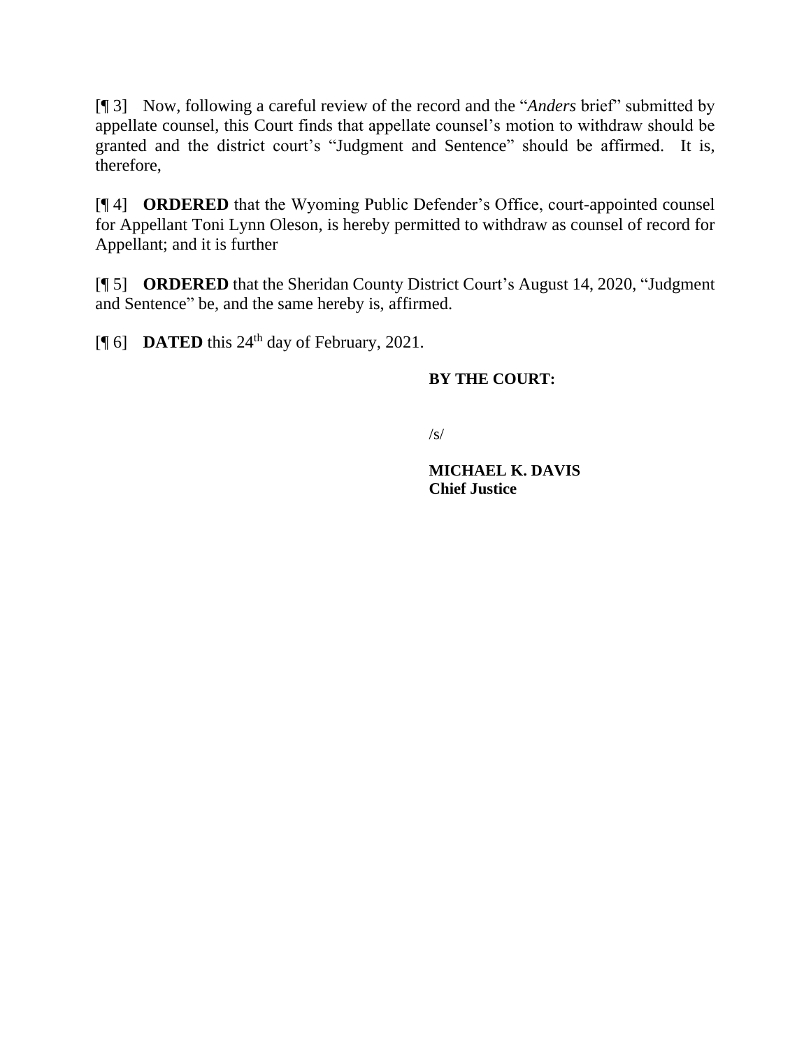[¶ 3] Now, following a careful review of the record and the "*Anders* brief" submitted by appellate counsel, this Court finds that appellate counsel's motion to withdraw should be granted and the district court's "Judgment and Sentence" should be affirmed. It is, therefore,

[¶ 4] **ORDERED** that the Wyoming Public Defender's Office, court-appointed counsel for Appellant Toni Lynn Oleson, is hereby permitted to withdraw as counsel of record for Appellant; and it is further

[¶ 5] **ORDERED** that the Sheridan County District Court's August 14, 2020, "Judgment and Sentence" be, and the same hereby is, affirmed.

[¶ 6] **DATED** this 24th day of February, 2021.

**BY THE COURT:**

/s/

**MICHAEL K. DAVIS**
**Chief Justice**